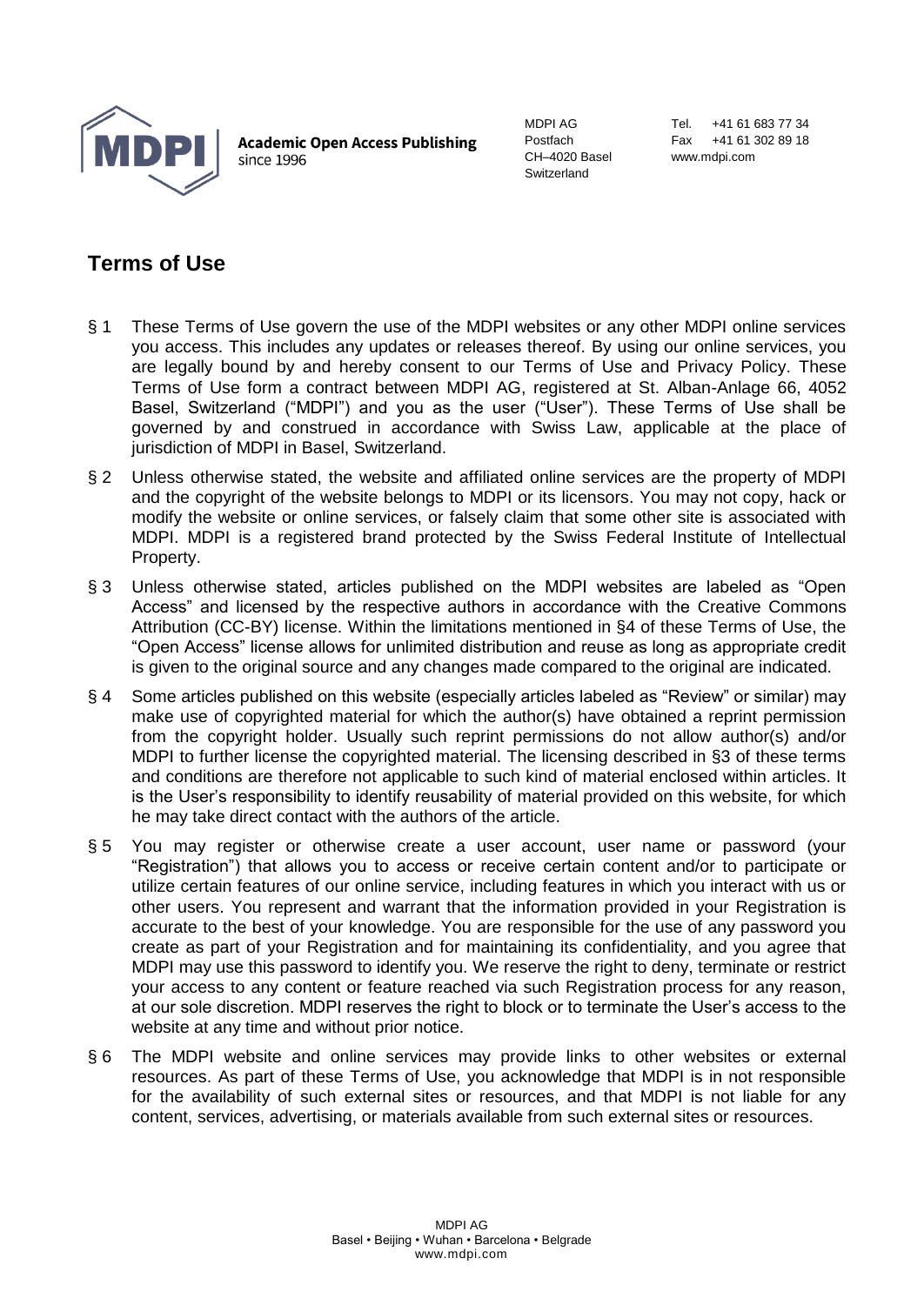**Academic Open Access Publishing**
since 1996

MDPI AG
Postfach
CH–4020 Basel
Switzerland

Tel. +41 61 683 77 34
Fax +41 61 302 89 18
www.mdpi.com

## Terms of Use

§ 1 These Terms of Use govern the use of the MDPI websites or any other MDPI online services you access. This includes any updates or releases thereof. By using our online services, you are legally bound by and hereby consent to our Terms of Use and Privacy Policy. These Terms of Use form a contract between MDPI AG, registered at St. Alban-Anlage 66, 4052 Basel, Switzerland ("MDPI") and you as the user ("User"). These Terms of Use shall be governed by and construed in accordance with Swiss Law, applicable at the place of jurisdiction of MDPI in Basel, Switzerland.

§ 2 Unless otherwise stated, the website and affiliated online services are the property of MDPI and the copyright of the website belongs to MDPI or its licensors. You may not copy, hack or modify the website or online services, or falsely claim that some other site is associated with MDPI. MDPI is a registered brand protected by the Swiss Federal Institute of Intellectual Property.

§ 3 Unless otherwise stated, articles published on the MDPI websites are labeled as "Open Access" and licensed by the respective authors in accordance with the Creative Commons Attribution (CC-BY) license. Within the limitations mentioned in §4 of these Terms of Use, the "Open Access" license allows for unlimited distribution and reuse as long as appropriate credit is given to the original source and any changes made compared to the original are indicated.

§ 4 Some articles published on this website (especially articles labeled as "Review" or similar) may make use of copyrighted material for which the author(s) have obtained a reprint permission from the copyright holder. Usually such reprint permissions do not allow author(s) and/or MDPI to further license the copyrighted material. The licensing described in §3 of these terms and conditions are therefore not applicable to such kind of material enclosed within articles. It is the User's responsibility to identify reusability of material provided on this website, for which he may take direct contact with the authors of the article.

§ 5 You may register or otherwise create a user account, user name or password (your "Registration") that allows you to access or receive certain content and/or to participate or utilize certain features of our online service, including features in which you interact with us or other users. You represent and warrant that the information provided in your Registration is accurate to the best of your knowledge. You are responsible for the use of any password you create as part of your Registration and for maintaining its confidentiality, and you agree that MDPI may use this password to identify you. We reserve the right to deny, terminate or restrict your access to any content or feature reached via such Registration process for any reason, at our sole discretion. MDPI reserves the right to block or to terminate the User's access to the website at any time and without prior notice.

§ 6 The MDPI website and online services may provide links to other websites or external resources. As part of these Terms of Use, you acknowledge that MDPI is in not responsible for the availability of such external sites or resources, and that MDPI is not liable for any content, services, advertising, or materials available from such external sites or resources.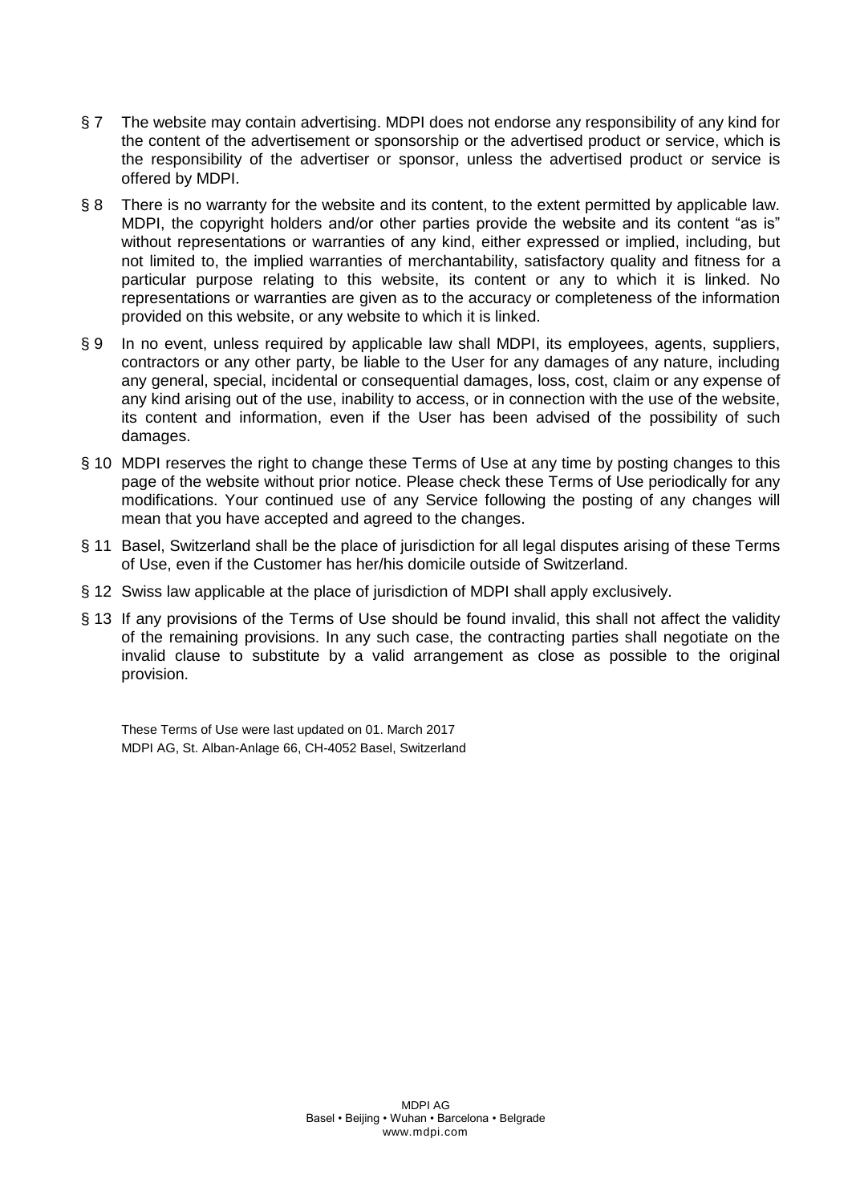§ 7 The website may contain advertising. MDPI does not endorse any responsibility of any kind for the content of the advertisement or sponsorship or the advertised product or service, which is the responsibility of the advertiser or sponsor, unless the advertised product or service is offered by MDPI.

§ 8 There is no warranty for the website and its content, to the extent permitted by applicable law. MDPI, the copyright holders and/or other parties provide the website and its content "as is" without representations or warranties of any kind, either expressed or implied, including, but not limited to, the implied warranties of merchantability, satisfactory quality and fitness for a particular purpose relating to this website, its content or any to which it is linked. No representations or warranties are given as to the accuracy or completeness of the information provided on this website, or any website to which it is linked.

§ 9 In no event, unless required by applicable law shall MDPI, its employees, agents, suppliers, contractors or any other party, be liable to the User for any damages of any nature, including any general, special, incidental or consequential damages, loss, cost, claim or any expense of any kind arising out of the use, inability to access, or in connection with the use of the website, its content and information, even if the User has been advised of the possibility of such damages.

§ 10 MDPI reserves the right to change these Terms of Use at any time by posting changes to this page of the website without prior notice. Please check these Terms of Use periodically for any modifications. Your continued use of any Service following the posting of any changes will mean that you have accepted and agreed to the changes.

§ 11 Basel, Switzerland shall be the place of jurisdiction for all legal disputes arising of these Terms of Use, even if the Customer has her/his domicile outside of Switzerland.

§ 12 Swiss law applicable at the place of jurisdiction of MDPI shall apply exclusively.

§ 13 If any provisions of the Terms of Use should be found invalid, this shall not affect the validity of the remaining provisions. In any such case, the contracting parties shall negotiate on the invalid clause to substitute by a valid arrangement as close as possible to the original provision.

These Terms of Use were last updated on 01. March 2017
MDPI AG, St. Alban-Anlage 66, CH-4052 Basel, Switzerland

MDPI AG
Basel • Beijing • Wuhan • Barcelona • Belgrade
www.mdpi.com